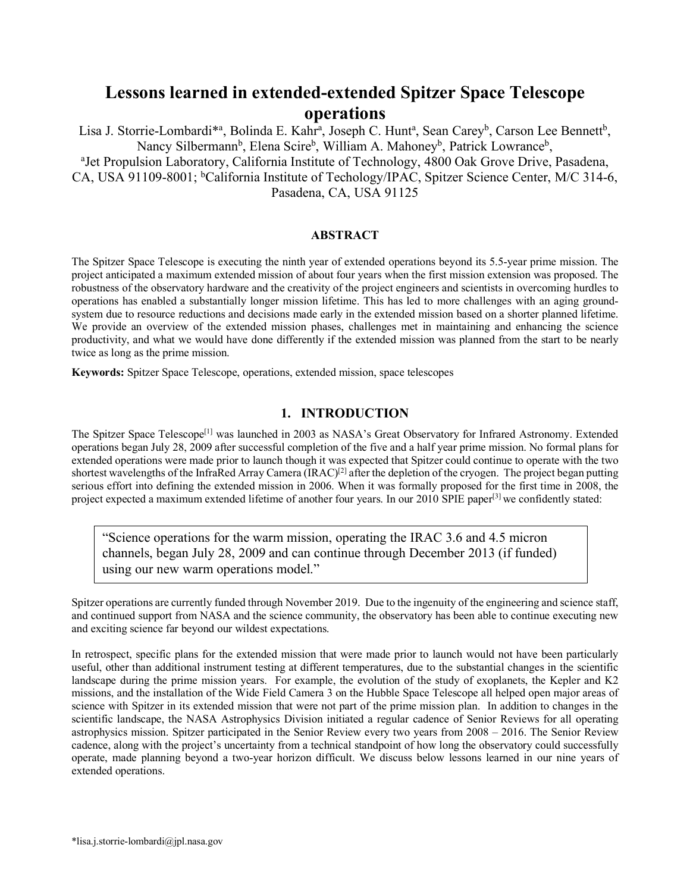# Lessons learned in extended-extended Spitzer Space Telescope operations

Lisa J. Storrie-Lombardi*[a], Bolinda E. Kahr[a], Joseph C. Hunt[a], Sean Carey[b], Carson Lee Bennett[b], Nancy Silbermann[b], Elena Scire[b], William A. Mahoney[b], Patrick Lowrance[b],

[a]Jet Propulsion Laboratory, California Institute of Technology, 4800 Oak Grove Drive, Pasadena, CA, USA 91109-8001; [b]California Institute of Techology/IPAC, Spitzer Science Center, M/C 314-6, Pasadena, CA, USA 91125

## ABSTRACT

The Spitzer Space Telescope is executing the ninth year of extended operations beyond its 5.5-year prime mission. The project anticipated a maximum extended mission of about four years when the first mission extension was proposed. The robustness of the observatory hardware and the creativity of the project engineers and scientists in overcoming hurdles to operations has enabled a substantially longer mission lifetime. This has led to more challenges with an aging ground-system due to resource reductions and decisions made early in the extended mission based on a shorter planned lifetime. We provide an overview of the extended mission phases, challenges met in maintaining and enhancing the science productivity, and what we would have done differently if the extended mission was planned from the start to be nearly twice as long as the prime mission.

**Keywords:** Spitzer Space Telescope, operations, extended mission, space telescopes

## 1. INTRODUCTION

The Spitzer Space Telescope[1] was launched in 2003 as NASA's Great Observatory for Infrared Astronomy. Extended operations began July 28, 2009 after successful completion of the five and a half year prime mission. No formal plans for extended operations were made prior to launch though it was expected that Spitzer could continue to operate with the two shortest wavelengths of the InfraRed Array Camera (IRAC)[2] after the depletion of the cryogen. The project began putting serious effort into defining the extended mission in 2006. When it was formally proposed for the first time in 2008, the project expected a maximum extended lifetime of another four years. In our 2010 SPIE paper[3] we confidently stated:

> "Science operations for the warm mission, operating the IRAC 3.6 and 4.5 micron channels, began July 28, 2009 and can continue through December 2013 (if funded) using our new warm operations model."

Spitzer operations are currently funded through November 2019. Due to the ingenuity of the engineering and science staff, and continued support from NASA and the science community, the observatory has been able to continue executing new and exciting science far beyond our wildest expectations.

In retrospect, specific plans for the extended mission that were made prior to launch would not have been particularly useful, other than additional instrument testing at different temperatures, due to the substantial changes in the scientific landscape during the prime mission years. For example, the evolution of the study of exoplanets, the Kepler and K2 missions, and the installation of the Wide Field Camera 3 on the Hubble Space Telescope all helped open major areas of science with Spitzer in its extended mission that were not part of the prime mission plan. In addition to changes in the scientific landscape, the NASA Astrophysics Division initiated a regular cadence of Senior Reviews for all operating astrophysics mission. Spitzer participated in the Senior Review every two years from 2008 – 2016. The Senior Review cadence, along with the project's uncertainty from a technical standpoint of how long the observatory could successfully operate, made planning beyond a two-year horizon difficult. We discuss below lessons learned in our nine years of extended operations.

*lisa.j.storrie-lombardi@jpl.nasa.gov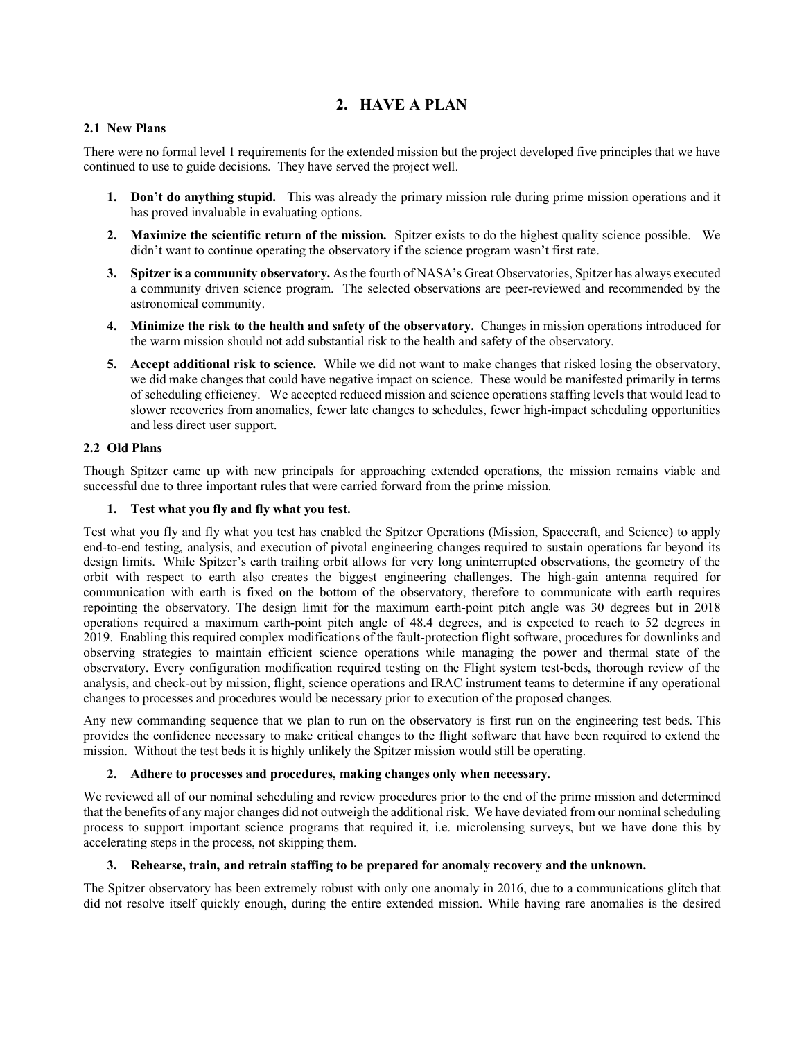## 2. HAVE A PLAN

### 2.1 New Plans

There were no formal level 1 requirements for the extended mission but the project developed five principles that we have continued to use to guide decisions. They have served the project well.

1. **Don't do anything stupid.** This was already the primary mission rule during prime mission operations and it has proved invaluable in evaluating options.
2. **Maximize the scientific return of the mission.** Spitzer exists to do the highest quality science possible. We didn't want to continue operating the observatory if the science program wasn't first rate.
3. **Spitzer is a community observatory.** As the fourth of NASA's Great Observatories, Spitzer has always executed a community driven science program. The selected observations are peer-reviewed and recommended by the astronomical community.
4. **Minimize the risk to the health and safety of the observatory.** Changes in mission operations introduced for the warm mission should not add substantial risk to the health and safety of the observatory.
5. **Accept additional risk to science.** While we did not want to make changes that risked losing the observatory, we did make changes that could have negative impact on science. These would be manifested primarily in terms of scheduling efficiency. We accepted reduced mission and science operations staffing levels that would lead to slower recoveries from anomalies, fewer late changes to schedules, fewer high-impact scheduling opportunities and less direct user support.

### 2.2 Old Plans

Though Spitzer came up with new principals for approaching extended operations, the mission remains viable and successful due to three important rules that were carried forward from the prime mission.

#### 1. Test what you fly and fly what you test.

Test what you fly and fly what you test has enabled the Spitzer Operations (Mission, Spacecraft, and Science) to apply end-to-end testing, analysis, and execution of pivotal engineering changes required to sustain operations far beyond its design limits. While Spitzer's earth trailing orbit allows for very long uninterrupted observations, the geometry of the orbit with respect to earth also creates the biggest engineering challenges. The high-gain antenna required for communication with earth is fixed on the bottom of the observatory, therefore to communicate with earth requires repointing the observatory. The design limit for the maximum earth-point pitch angle was 30 degrees but in 2018 operations required a maximum earth-point pitch angle of 48.4 degrees, and is expected to reach to 52 degrees in 2019. Enabling this required complex modifications of the fault-protection flight software, procedures for downlinks and observing strategies to maintain efficient science operations while managing the power and thermal state of the observatory. Every configuration modification required testing on the Flight system test-beds, thorough review of the analysis, and check-out by mission, flight, science operations and IRAC instrument teams to determine if any operational changes to processes and procedures would be necessary prior to execution of the proposed changes.

Any new commanding sequence that we plan to run on the observatory is first run on the engineering test beds. This provides the confidence necessary to make critical changes to the flight software that have been required to extend the mission. Without the test beds it is highly unlikely the Spitzer mission would still be operating.

#### 2. Adhere to processes and procedures, making changes only when necessary.

We reviewed all of our nominal scheduling and review procedures prior to the end of the prime mission and determined that the benefits of any major changes did not outweigh the additional risk. We have deviated from our nominal scheduling process to support important science programs that required it, i.e. microlensing surveys, but we have done this by accelerating steps in the process, not skipping them.

#### 3. Rehearse, train, and retrain staffing to be prepared for anomaly recovery and the unknown.

The Spitzer observatory has been extremely robust with only one anomaly in 2016, due to a communications glitch that did not resolve itself quickly enough, during the entire extended mission. While having rare anomalies is the desired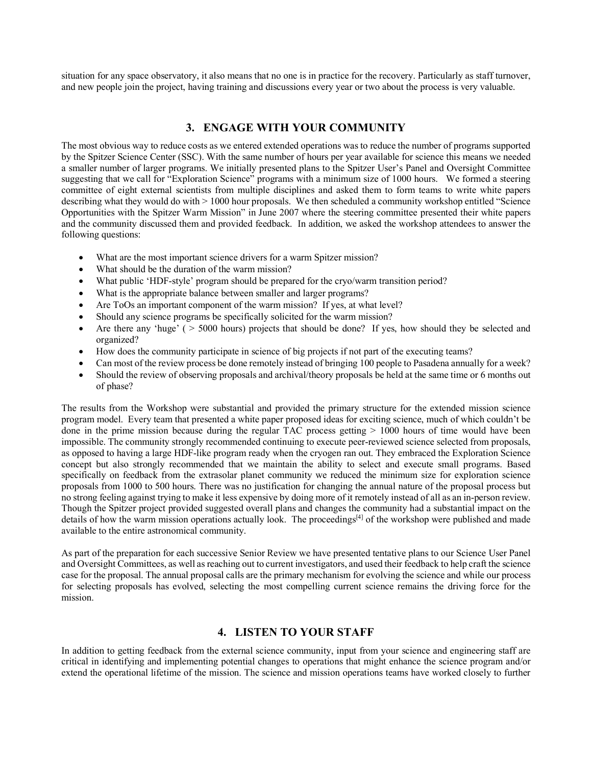situation for any space observatory, it also means that no one is in practice for the recovery. Particularly as staff turnover, and new people join the project, having training and discussions every year or two about the process is very valuable.

## 3. ENGAGE WITH YOUR COMMUNITY

The most obvious way to reduce costs as we entered extended operations was to reduce the number of programs supported by the Spitzer Science Center (SSC). With the same number of hours per year available for science this means we needed a smaller number of larger programs. We initially presented plans to the Spitzer User's Panel and Oversight Committee suggesting that we call for "Exploration Science" programs with a minimum size of 1000 hours. We formed a steering committee of eight external scientists from multiple disciplines and asked them to form teams to write white papers describing what they would do with > 1000 hour proposals. We then scheduled a community workshop entitled "Science Opportunities with the Spitzer Warm Mission" in June 2007 where the steering committee presented their white papers and the community discussed them and provided feedback. In addition, we asked the workshop attendees to answer the following questions:

- What are the most important science drivers for a warm Spitzer mission?
- What should be the duration of the warm mission?
- What public 'HDF-style' program should be prepared for the cryo/warm transition period?
- What is the appropriate balance between smaller and larger programs?
- Are ToOs an important component of the warm mission? If yes, at what level?
- Should any science programs be specifically solicited for the warm mission?
- Are there any 'huge' ( > 5000 hours) projects that should be done? If yes, how should they be selected and organized?
- How does the community participate in science of big projects if not part of the executing teams?
- Can most of the review process be done remotely instead of bringing 100 people to Pasadena annually for a week?
- Should the review of observing proposals and archival/theory proposals be held at the same time or 6 months out of phase?

The results from the Workshop were substantial and provided the primary structure for the extended mission science program model. Every team that presented a white paper proposed ideas for exciting science, much of which couldn't be done in the prime mission because during the regular TAC process getting > 1000 hours of time would have been impossible. The community strongly recommended continuing to execute peer-reviewed science selected from proposals, as opposed to having a large HDF-like program ready when the cryogen ran out. They embraced the Exploration Science concept but also strongly recommended that we maintain the ability to select and execute small programs. Based specifically on feedback from the extrasolar planet community we reduced the minimum size for exploration science proposals from 1000 to 500 hours. There was no justification for changing the annual nature of the proposal process but no strong feeling against trying to make it less expensive by doing more of it remotely instead of all as an in-person review. Though the Spitzer project provided suggested overall plans and changes the community had a substantial impact on the details of how the warm mission operations actually look. The proceedings[4] of the workshop were published and made available to the entire astronomical community.

As part of the preparation for each successive Senior Review we have presented tentative plans to our Science User Panel and Oversight Committees, as well as reaching out to current investigators, and used their feedback to help craft the science case for the proposal. The annual proposal calls are the primary mechanism for evolving the science and while our process for selecting proposals has evolved, selecting the most compelling current science remains the driving force for the mission.

## 4. LISTEN TO YOUR STAFF

In addition to getting feedback from the external science community, input from your science and engineering staff are critical in identifying and implementing potential changes to operations that might enhance the science program and/or extend the operational lifetime of the mission. The science and mission operations teams have worked closely to further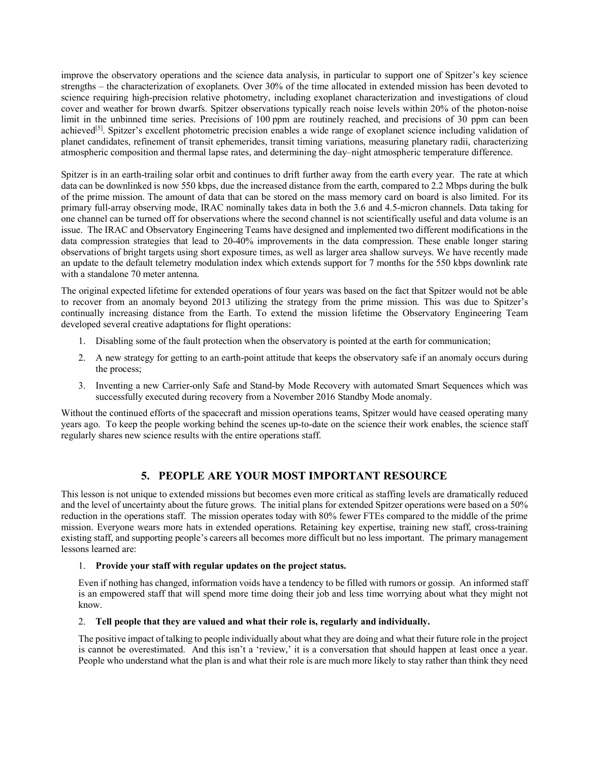improve the observatory operations and the science data analysis, in particular to support one of Spitzer's key science strengths – the characterization of exoplanets. Over 30% of the time allocated in extended mission has been devoted to science requiring high-precision relative photometry, including exoplanet characterization and investigations of cloud cover and weather for brown dwarfs. Spitzer observations typically reach noise levels within 20% of the photon-noise limit in the unbinned time series. Precisions of 100 ppm are routinely reached, and precisions of 30 ppm can been achieved[5]. Spitzer's excellent photometric precision enables a wide range of exoplanet science including validation of planet candidates, refinement of transit ephemerides, transit timing variations, measuring planetary radii, characterizing atmospheric composition and thermal lapse rates, and determining the day–night atmospheric temperature difference.

Spitzer is in an earth-trailing solar orbit and continues to drift further away from the earth every year. The rate at which data can be downlinked is now 550 kbps, due the increased distance from the earth, compared to 2.2 Mbps during the bulk of the prime mission. The amount of data that can be stored on the mass memory card on board is also limited. For its primary full-array observing mode, IRAC nominally takes data in both the 3.6 and 4.5-micron channels. Data taking for one channel can be turned off for observations where the second channel is not scientifically useful and data volume is an issue. The IRAC and Observatory Engineering Teams have designed and implemented two different modifications in the data compression strategies that lead to 20-40% improvements in the data compression. These enable longer staring observations of bright targets using short exposure times, as well as larger area shallow surveys. We have recently made an update to the default telemetry modulation index which extends support for 7 months for the 550 kbps downlink rate with a standalone 70 meter antenna.

The original expected lifetime for extended operations of four years was based on the fact that Spitzer would not be able to recover from an anomaly beyond 2013 utilizing the strategy from the prime mission. This was due to Spitzer's continually increasing distance from the Earth. To extend the mission lifetime the Observatory Engineering Team developed several creative adaptations for flight operations:

1. Disabling some of the fault protection when the observatory is pointed at the earth for communication;
2. A new strategy for getting to an earth-point attitude that keeps the observatory safe if an anomaly occurs during the process;
3. Inventing a new Carrier-only Safe and Stand-by Mode Recovery with automated Smart Sequences which was successfully executed during recovery from a November 2016 Standby Mode anomaly.

Without the continued efforts of the spacecraft and mission operations teams, Spitzer would have ceased operating many years ago. To keep the people working behind the scenes up-to-date on the science their work enables, the science staff regularly shares new science results with the entire operations staff.

## 5. PEOPLE ARE YOUR MOST IMPORTANT RESOURCE

This lesson is not unique to extended missions but becomes even more critical as staffing levels are dramatically reduced and the level of uncertainty about the future grows. The initial plans for extended Spitzer operations were based on a 50% reduction in the operations staff. The mission operates today with 80% fewer FTEs compared to the middle of the prime mission. Everyone wears more hats in extended operations. Retaining key expertise, training new staff, cross-training existing staff, and supporting people's careers all becomes more difficult but no less important. The primary management lessons learned are:

1. **Provide your staff with regular updates on the project status.**

   Even if nothing has changed, information voids have a tendency to be filled with rumors or gossip. An informed staff is an empowered staff that will spend more time doing their job and less time worrying about what they might not know.

2. **Tell people that they are valued and what their role is, regularly and individually.**

   The positive impact of talking to people individually about what they are doing and what their future role in the project is cannot be overestimated. And this isn't a 'review,' it is a conversation that should happen at least once a year. People who understand what the plan is and what their role is are much more likely to stay rather than think they need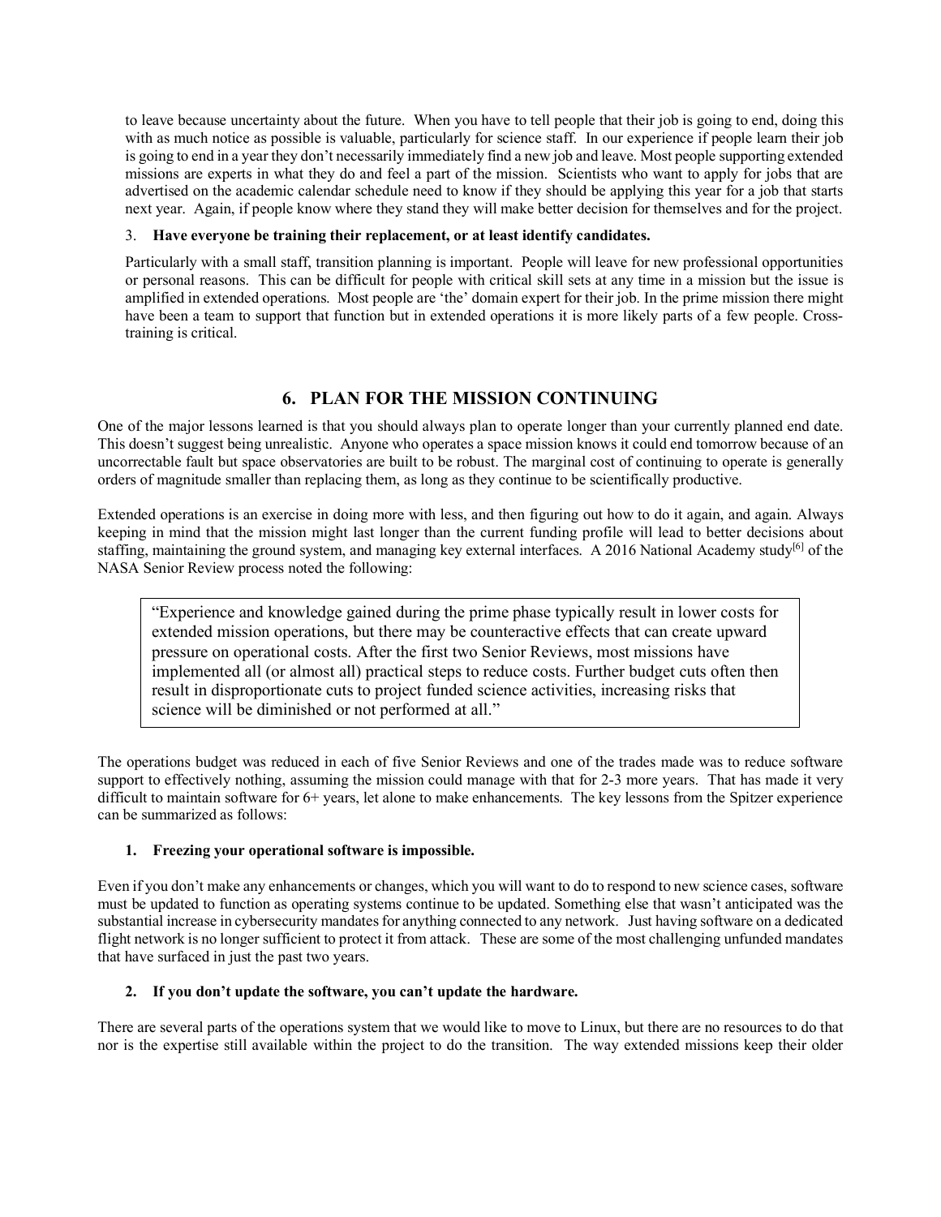to leave because uncertainty about the future. When you have to tell people that their job is going to end, doing this with as much notice as possible is valuable, particularly for science staff. In our experience if people learn their job is going to end in a year they don't necessarily immediately find a new job and leave. Most people supporting extended missions are experts in what they do and feel a part of the mission. Scientists who want to apply for jobs that are advertised on the academic calendar schedule need to know if they should be applying this year for a job that starts next year. Again, if people know where they stand they will make better decision for themselves and for the project.

3. **Have everyone be training their replacement, or at least identify candidates.**

Particularly with a small staff, transition planning is important. People will leave for new professional opportunities or personal reasons. This can be difficult for people with critical skill sets at any time in a mission but the issue is amplified in extended operations. Most people are 'the' domain expert for their job. In the prime mission there might have been a team to support that function but in extended operations it is more likely parts of a few people. Cross-training is critical.

## 6. PLAN FOR THE MISSION CONTINUING

One of the major lessons learned is that you should always plan to operate longer than your currently planned end date. This doesn't suggest being unrealistic. Anyone who operates a space mission knows it could end tomorrow because of an uncorrectable fault but space observatories are built to be robust. The marginal cost of continuing to operate is generally orders of magnitude smaller than replacing them, as long as they continue to be scientifically productive.

Extended operations is an exercise in doing more with less, and then figuring out how to do it again, and again. Always keeping in mind that the mission might last longer than the current funding profile will lead to better decisions about staffing, maintaining the ground system, and managing key external interfaces. A 2016 National Academy study[6] of the NASA Senior Review process noted the following:

> "Experience and knowledge gained during the prime phase typically result in lower costs for extended mission operations, but there may be counteractive effects that can create upward pressure on operational costs. After the first two Senior Reviews, most missions have implemented all (or almost all) practical steps to reduce costs. Further budget cuts often then result in disproportionate cuts to project funded science activities, increasing risks that science will be diminished or not performed at all."

The operations budget was reduced in each of five Senior Reviews and one of the trades made was to reduce software support to effectively nothing, assuming the mission could manage with that for 2-3 more years. That has made it very difficult to maintain software for 6+ years, let alone to make enhancements. The key lessons from the Spitzer experience can be summarized as follows:

1. **Freezing your operational software is impossible.**

Even if you don't make any enhancements or changes, which you will want to do to respond to new science cases, software must be updated to function as operating systems continue to be updated. Something else that wasn't anticipated was the substantial increase in cybersecurity mandates for anything connected to any network. Just having software on a dedicated flight network is no longer sufficient to protect it from attack. These are some of the most challenging unfunded mandates that have surfaced in just the past two years.

2. **If you don't update the software, you can't update the hardware.**

There are several parts of the operations system that we would like to move to Linux, but there are no resources to do that nor is the expertise still available within the project to do the transition. The way extended missions keep their older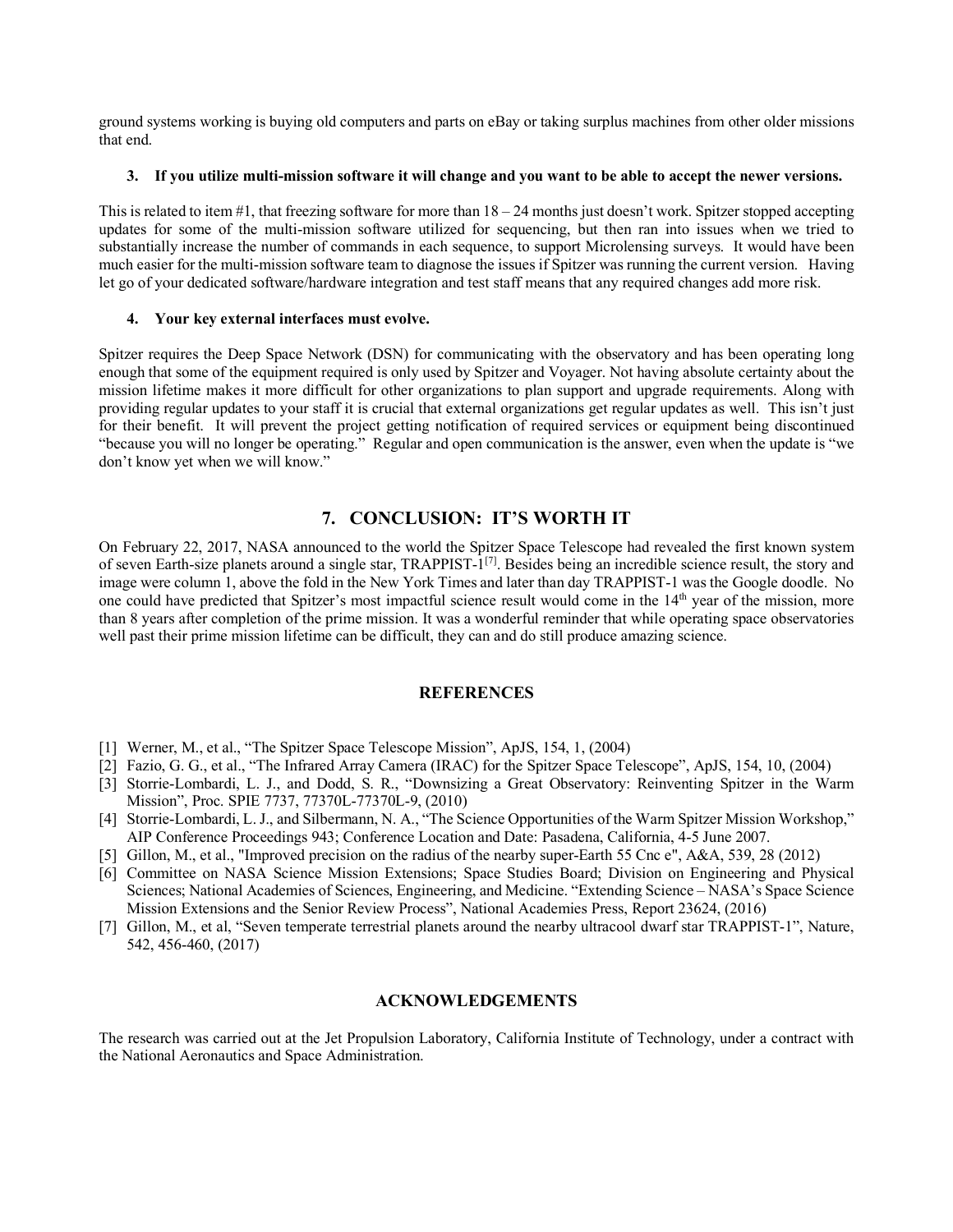ground systems working is buying old computers and parts on eBay or taking surplus machines from other older missions that end.

**3. If you utilize multi-mission software it will change and you want to be able to accept the newer versions.**

This is related to item #1, that freezing software for more than 18 – 24 months just doesn't work. Spitzer stopped accepting updates for some of the multi-mission software utilized for sequencing, but then ran into issues when we tried to substantially increase the number of commands in each sequence, to support Microlensing surveys. It would have been much easier for the multi-mission software team to diagnose the issues if Spitzer was running the current version. Having let go of your dedicated software/hardware integration and test staff means that any required changes add more risk.

**4. Your key external interfaces must evolve.**

Spitzer requires the Deep Space Network (DSN) for communicating with the observatory and has been operating long enough that some of the equipment required is only used by Spitzer and Voyager. Not having absolute certainty about the mission lifetime makes it more difficult for other organizations to plan support and upgrade requirements. Along with providing regular updates to your staff it is crucial that external organizations get regular updates as well. This isn't just for their benefit. It will prevent the project getting notification of required services or equipment being discontinued "because you will no longer be operating." Regular and open communication is the answer, even when the update is "we don't know yet when we will know."

## 7. CONCLUSION: IT'S WORTH IT

On February 22, 2017, NASA announced to the world the Spitzer Space Telescope had revealed the first known system of seven Earth-size planets around a single star, TRAPPIST-1[7]. Besides being an incredible science result, the story and image were column 1, above the fold in the New York Times and later than day TRAPPIST-1 was the Google doodle. No one could have predicted that Spitzer's most impactful science result would come in the 14th year of the mission, more than 8 years after completion of the prime mission. It was a wonderful reminder that while operating space observatories well past their prime mission lifetime can be difficult, they can and do still produce amazing science.

## REFERENCES

[1] Werner, M., et al., "The Spitzer Space Telescope Mission", ApJS, 154, 1, (2004)
[2] Fazio, G. G., et al., "The Infrared Array Camera (IRAC) for the Spitzer Space Telescope", ApJS, 154, 10, (2004)
[3] Storrie-Lombardi, L. J., and Dodd, S. R., "Downsizing a Great Observatory: Reinventing Spitzer in the Warm Mission", Proc. SPIE 7737, 77370L-77370L-9, (2010)
[4] Storrie-Lombardi, L. J., and Silbermann, N. A., "The Science Opportunities of the Warm Spitzer Mission Workshop," AIP Conference Proceedings 943; Conference Location and Date: Pasadena, California, 4-5 June 2007.
[5] Gillon, M., et al., "Improved precision on the radius of the nearby super-Earth 55 Cnc e", A&A, 539, 28 (2012)
[6] Committee on NASA Science Mission Extensions; Space Studies Board; Division on Engineering and Physical Sciences; National Academies of Sciences, Engineering, and Medicine. "Extending Science – NASA's Space Science Mission Extensions and the Senior Review Process", National Academies Press, Report 23624, (2016)
[7] Gillon, M., et al, "Seven temperate terrestrial planets around the nearby ultracool dwarf star TRAPPIST-1", Nature, 542, 456-460, (2017)

## ACKNOWLEDGEMENTS

The research was carried out at the Jet Propulsion Laboratory, California Institute of Technology, under a contract with the National Aeronautics and Space Administration.